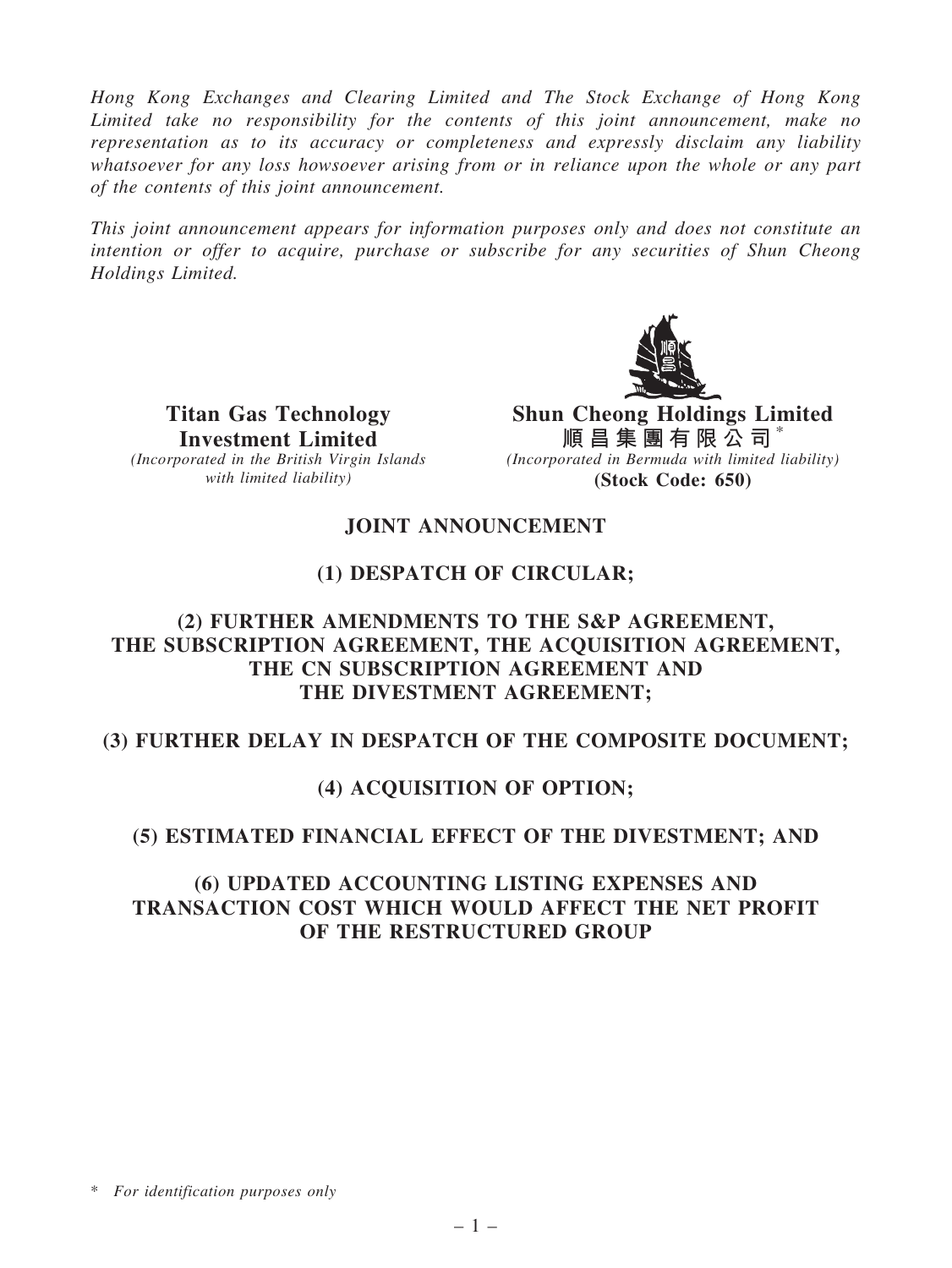*Hong Kong Exchanges and Clearing Limited and The Stock Exchange of Hong Kong Limited take no responsibility for the contents of this joint announcement, make no representation as to its accuracy or completeness and expressly disclaim any liability whatsoever for any loss howsoever arising from or in reliance upon the whole or any part of the contents of this joint announcement.*

*This joint announcement appears for information purposes only and does not constitute an intention or offer to acquire, purchase or subscribe for any securities of Shun Cheong Holdings Limited.*

**Titan Gas Technology Investment Limited**
*(Incorporated in the British Virgin Islands with limited liability)*

**Shun Cheong Holdings Limited**
**順昌集團有限公司** *
*(Incorporated in Bermuda with limited liability)*
**(Stock Code: 650)**

## JOINT ANNOUNCEMENT

## (1) DESPATCH OF CIRCULAR;

## (2) FURTHER AMENDMENTS TO THE S&P AGREEMENT, THE SUBSCRIPTION AGREEMENT, THE ACQUISITION AGREEMENT, THE CN SUBSCRIPTION AGREEMENT AND THE DIVESTMENT AGREEMENT;

## (3) FURTHER DELAY IN DESPATCH OF THE COMPOSITE DOCUMENT;

## (4) ACQUISITION OF OPTION;

## (5) ESTIMATED FINANCIAL EFFECT OF THE DIVESTMENT; AND

## (6) UPDATED ACCOUNTING LISTING EXPENSES AND TRANSACTION COST WHICH WOULD AFFECT THE NET PROFIT OF THE RESTRUCTURED GROUP

\* *For identification purposes only*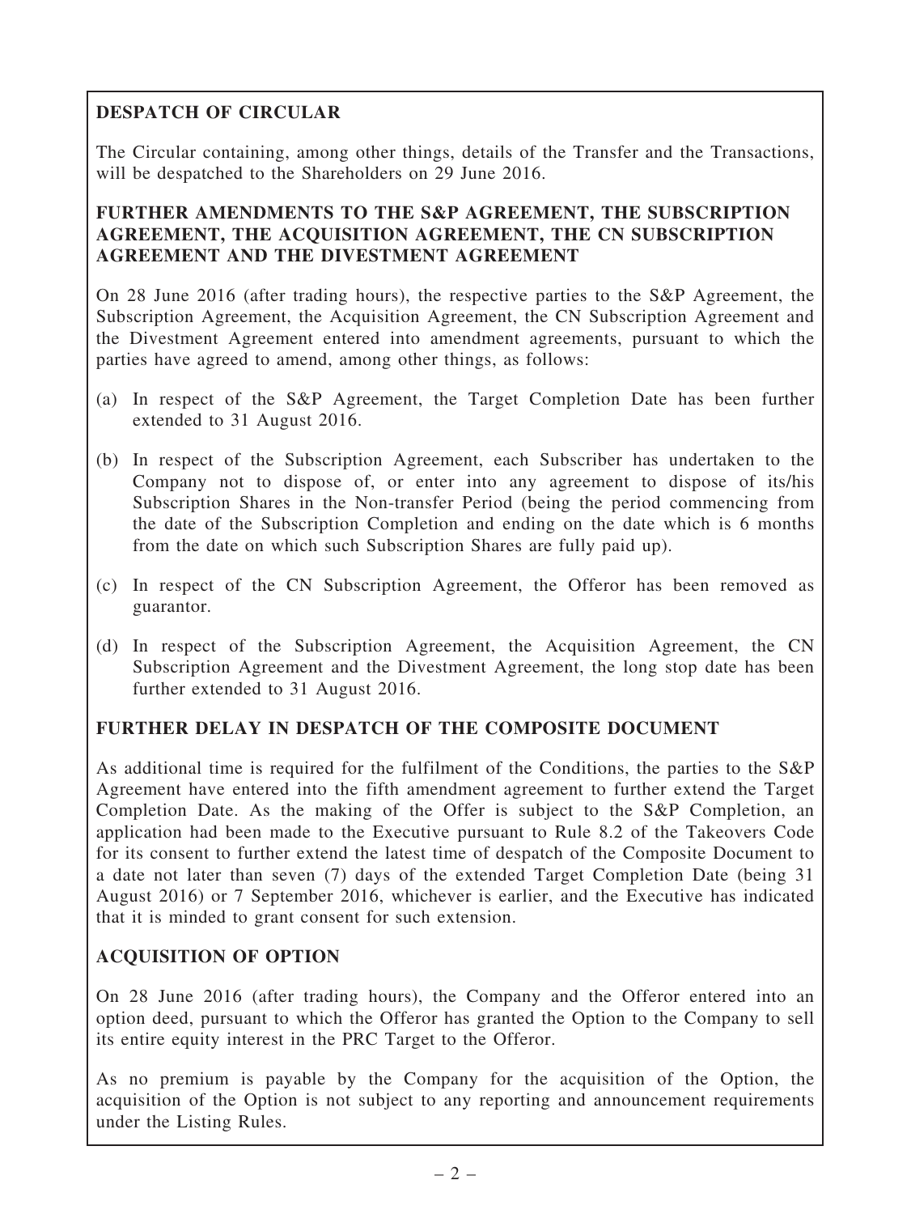## DESPATCH OF CIRCULAR

The Circular containing, among other things, details of the Transfer and the Transactions, will be despatched to the Shareholders on 29 June 2016.

## FURTHER AMENDMENTS TO THE S&P AGREEMENT, THE SUBSCRIPTION AGREEMENT, THE ACQUISITION AGREEMENT, THE CN SUBSCRIPTION AGREEMENT AND THE DIVESTMENT AGREEMENT

On 28 June 2016 (after trading hours), the respective parties to the S&P Agreement, the Subscription Agreement, the Acquisition Agreement, the CN Subscription Agreement and the Divestment Agreement entered into amendment agreements, pursuant to which the parties have agreed to amend, among other things, as follows:

(a) In respect of the S&P Agreement, the Target Completion Date has been further extended to 31 August 2016.

(b) In respect of the Subscription Agreement, each Subscriber has undertaken to the Company not to dispose of, or enter into any agreement to dispose of its/his Subscription Shares in the Non-transfer Period (being the period commencing from the date of the Subscription Completion and ending on the date which is 6 months from the date on which such Subscription Shares are fully paid up).

(c) In respect of the CN Subscription Agreement, the Offeror has been removed as guarantor.

(d) In respect of the Subscription Agreement, the Acquisition Agreement, the CN Subscription Agreement and the Divestment Agreement, the long stop date has been further extended to 31 August 2016.

## FURTHER DELAY IN DESPATCH OF THE COMPOSITE DOCUMENT

As additional time is required for the fulfilment of the Conditions, the parties to the S&P Agreement have entered into the fifth amendment agreement to further extend the Target Completion Date. As the making of the Offer is subject to the S&P Completion, an application had been made to the Executive pursuant to Rule 8.2 of the Takeovers Code for its consent to further extend the latest time of despatch of the Composite Document to a date not later than seven (7) days of the extended Target Completion Date (being 31 August 2016) or 7 September 2016, whichever is earlier, and the Executive has indicated that it is minded to grant consent for such extension.

## ACQUISITION OF OPTION

On 28 June 2016 (after trading hours), the Company and the Offeror entered into an option deed, pursuant to which the Offeror has granted the Option to the Company to sell its entire equity interest in the PRC Target to the Offeror.

As no premium is payable by the Company for the acquisition of the Option, the acquisition of the Option is not subject to any reporting and announcement requirements under the Listing Rules.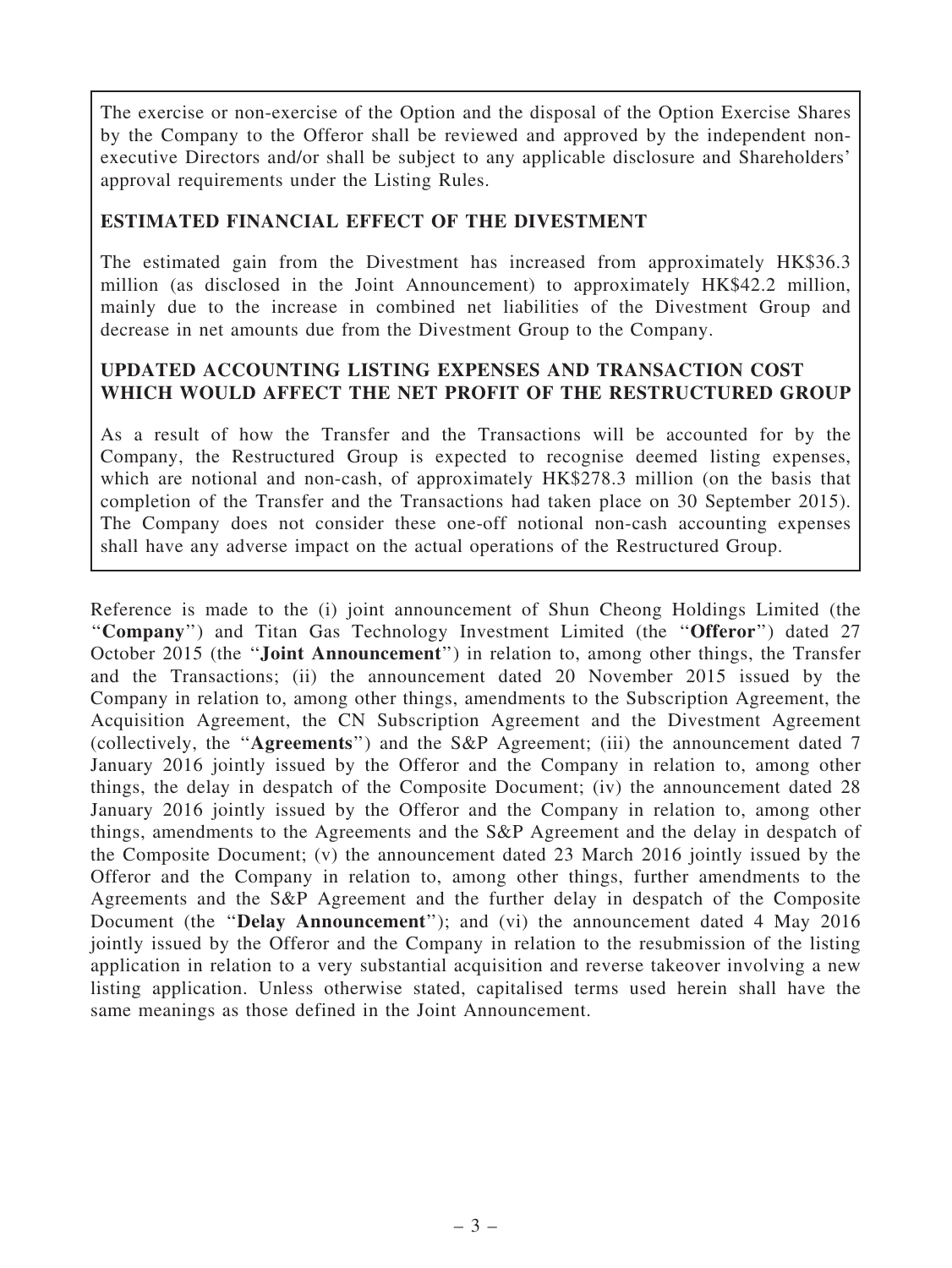The exercise or non-exercise of the Option and the disposal of the Option Exercise Shares by the Company to the Offeror shall be reviewed and approved by the independent non-executive Directors and/or shall be subject to any applicable disclosure and Shareholders' approval requirements under the Listing Rules.

**ESTIMATED FINANCIAL EFFECT OF THE DIVESTMENT**

The estimated gain from the Divestment has increased from approximately HK$36.3 million (as disclosed in the Joint Announcement) to approximately HK$42.2 million, mainly due to the increase in combined net liabilities of the Divestment Group and decrease in net amounts due from the Divestment Group to the Company.

**UPDATED ACCOUNTING LISTING EXPENSES AND TRANSACTION COST WHICH WOULD AFFECT THE NET PROFIT OF THE RESTRUCTURED GROUP**

As a result of how the Transfer and the Transactions will be accounted for by the Company, the Restructured Group is expected to recognise deemed listing expenses, which are notional and non-cash, of approximately HK$278.3 million (on the basis that completion of the Transfer and the Transactions had taken place on 30 September 2015). The Company does not consider these one-off notional non-cash accounting expenses shall have any adverse impact on the actual operations of the Restructured Group.

Reference is made to the (i) joint announcement of Shun Cheong Holdings Limited (the "**Company**") and Titan Gas Technology Investment Limited (the "**Offeror**") dated 27 October 2015 (the "**Joint Announcement**") in relation to, among other things, the Transfer and the Transactions; (ii) the announcement dated 20 November 2015 issued by the Company in relation to, among other things, amendments to the Subscription Agreement, the Acquisition Agreement, the CN Subscription Agreement and the Divestment Agreement (collectively, the "**Agreements**") and the S&P Agreement; (iii) the announcement dated 7 January 2016 jointly issued by the Offeror and the Company in relation to, among other things, the delay in despatch of the Composite Document; (iv) the announcement dated 28 January 2016 jointly issued by the Offeror and the Company in relation to, among other things, amendments to the Agreements and the S&P Agreement and the delay in despatch of the Composite Document; (v) the announcement dated 23 March 2016 jointly issued by the Offeror and the Company in relation to, among other things, further amendments to the Agreements and the S&P Agreement and the further delay in despatch of the Composite Document (the "**Delay Announcement**"); and (vi) the announcement dated 4 May 2016 jointly issued by the Offeror and the Company in relation to the resubmission of the listing application in relation to a very substantial acquisition and reverse takeover involving a new listing application. Unless otherwise stated, capitalised terms used herein shall have the same meanings as those defined in the Joint Announcement.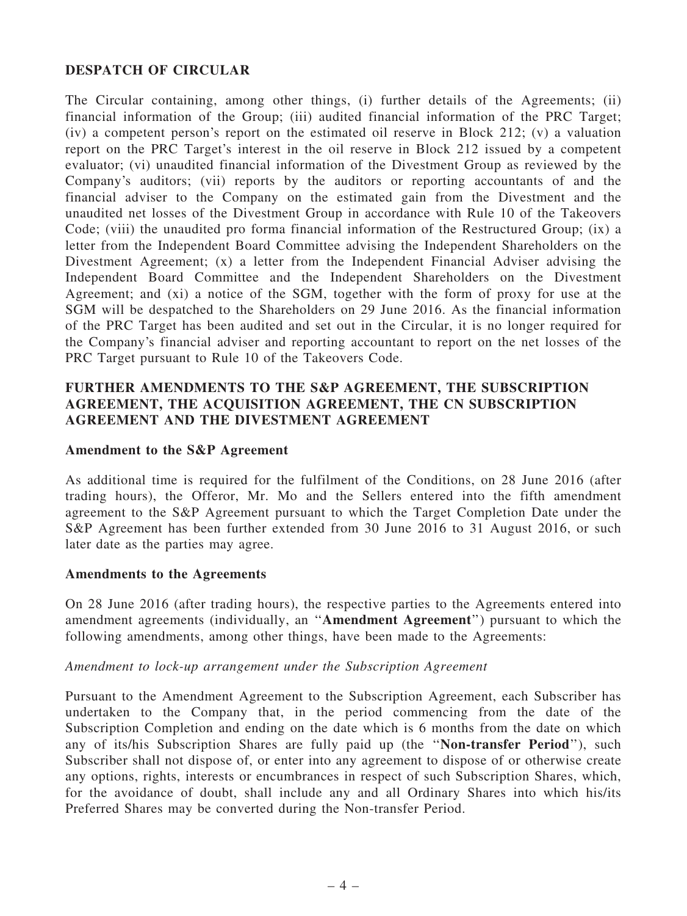## DESPATCH OF CIRCULAR

The Circular containing, among other things, (i) further details of the Agreements; (ii) financial information of the Group; (iii) audited financial information of the PRC Target; (iv) a competent person's report on the estimated oil reserve in Block 212; (v) a valuation report on the PRC Target's interest in the oil reserve in Block 212 issued by a competent evaluator; (vi) unaudited financial information of the Divestment Group as reviewed by the Company's auditors; (vii) reports by the auditors or reporting accountants of and the financial adviser to the Company on the estimated gain from the Divestment and the unaudited net losses of the Divestment Group in accordance with Rule 10 of the Takeovers Code; (viii) the unaudited pro forma financial information of the Restructured Group; (ix) a letter from the Independent Board Committee advising the Independent Shareholders on the Divestment Agreement; (x) a letter from the Independent Financial Adviser advising the Independent Board Committee and the Independent Shareholders on the Divestment Agreement; and (xi) a notice of the SGM, together with the form of proxy for use at the SGM will be despatched to the Shareholders on 29 June 2016. As the financial information of the PRC Target has been audited and set out in the Circular, it is no longer required for the Company's financial adviser and reporting accountant to report on the net losses of the PRC Target pursuant to Rule 10 of the Takeovers Code.

## FURTHER AMENDMENTS TO THE S&P AGREEMENT, THE SUBSCRIPTION AGREEMENT, THE ACQUISITION AGREEMENT, THE CN SUBSCRIPTION AGREEMENT AND THE DIVESTMENT AGREEMENT

### Amendment to the S&P Agreement

As additional time is required for the fulfilment of the Conditions, on 28 June 2016 (after trading hours), the Offeror, Mr. Mo and the Sellers entered into the fifth amendment agreement to the S&P Agreement pursuant to which the Target Completion Date under the S&P Agreement has been further extended from 30 June 2016 to 31 August 2016, or such later date as the parties may agree.

### Amendments to the Agreements

On 28 June 2016 (after trading hours), the respective parties to the Agreements entered into amendment agreements (individually, an "**Amendment Agreement**") pursuant to which the following amendments, among other things, have been made to the Agreements:

*Amendment to lock-up arrangement under the Subscription Agreement*

Pursuant to the Amendment Agreement to the Subscription Agreement, each Subscriber has undertaken to the Company that, in the period commencing from the date of the Subscription Completion and ending on the date which is 6 months from the date on which any of its/his Subscription Shares are fully paid up (the "**Non-transfer Period**"), such Subscriber shall not dispose of, or enter into any agreement to dispose of or otherwise create any options, rights, interests or encumbrances in respect of such Subscription Shares, which, for the avoidance of doubt, shall include any and all Ordinary Shares into which his/its Preferred Shares may be converted during the Non-transfer Period.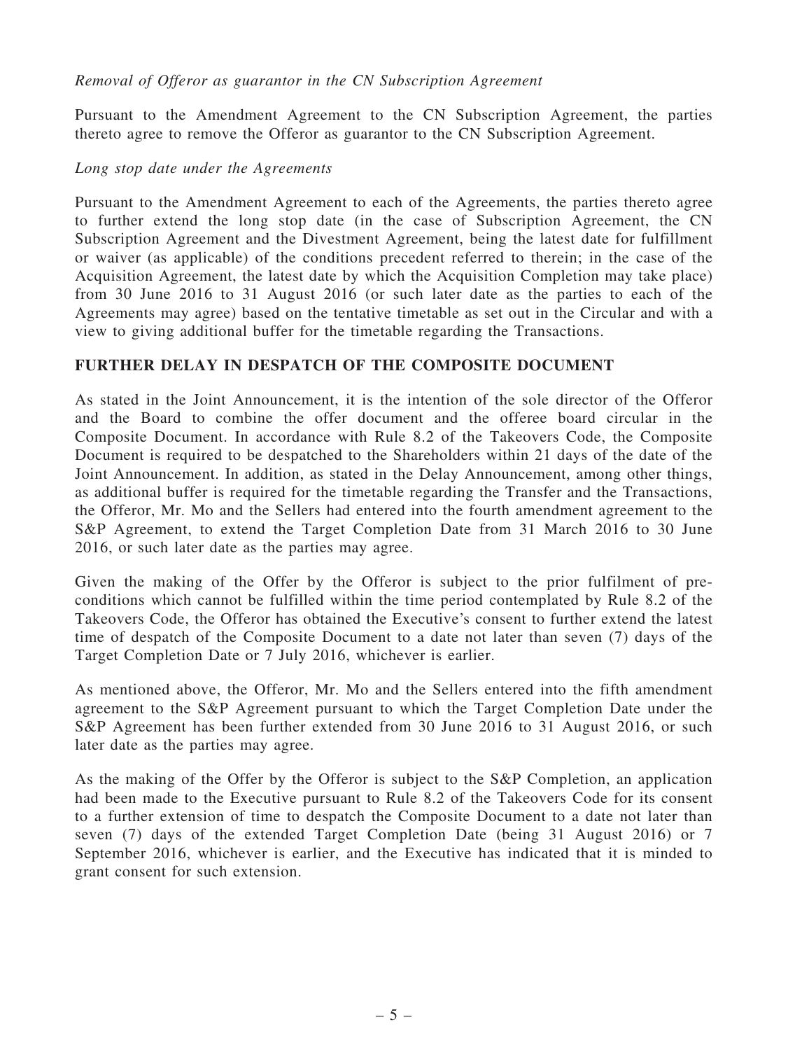*Removal of Offeror as guarantor in the CN Subscription Agreement*

Pursuant to the Amendment Agreement to the CN Subscription Agreement, the parties thereto agree to remove the Offeror as guarantor to the CN Subscription Agreement.

*Long stop date under the Agreements*

Pursuant to the Amendment Agreement to each of the Agreements, the parties thereto agree to further extend the long stop date (in the case of Subscription Agreement, the CN Subscription Agreement and the Divestment Agreement, being the latest date for fulfillment or waiver (as applicable) of the conditions precedent referred to therein; in the case of the Acquisition Agreement, the latest date by which the Acquisition Completion may take place) from 30 June 2016 to 31 August 2016 (or such later date as the parties to each of the Agreements may agree) based on the tentative timetable as set out in the Circular and with a view to giving additional buffer for the timetable regarding the Transactions.

## FURTHER DELAY IN DESPATCH OF THE COMPOSITE DOCUMENT

As stated in the Joint Announcement, it is the intention of the sole director of the Offeror and the Board to combine the offer document and the offeree board circular in the Composite Document. In accordance with Rule 8.2 of the Takeovers Code, the Composite Document is required to be despatched to the Shareholders within 21 days of the date of the Joint Announcement. In addition, as stated in the Delay Announcement, among other things, as additional buffer is required for the timetable regarding the Transfer and the Transactions, the Offeror, Mr. Mo and the Sellers had entered into the fourth amendment agreement to the S&P Agreement, to extend the Target Completion Date from 31 March 2016 to 30 June 2016, or such later date as the parties may agree.

Given the making of the Offer by the Offeror is subject to the prior fulfilment of pre-conditions which cannot be fulfilled within the time period contemplated by Rule 8.2 of the Takeovers Code, the Offeror has obtained the Executive's consent to further extend the latest time of despatch of the Composite Document to a date not later than seven (7) days of the Target Completion Date or 7 July 2016, whichever is earlier.

As mentioned above, the Offeror, Mr. Mo and the Sellers entered into the fifth amendment agreement to the S&P Agreement pursuant to which the Target Completion Date under the S&P Agreement has been further extended from 30 June 2016 to 31 August 2016, or such later date as the parties may agree.

As the making of the Offer by the Offeror is subject to the S&P Completion, an application had been made to the Executive pursuant to Rule 8.2 of the Takeovers Code for its consent to a further extension of time to despatch the Composite Document to a date not later than seven (7) days of the extended Target Completion Date (being 31 August 2016) or 7 September 2016, whichever is earlier, and the Executive has indicated that it is minded to grant consent for such extension.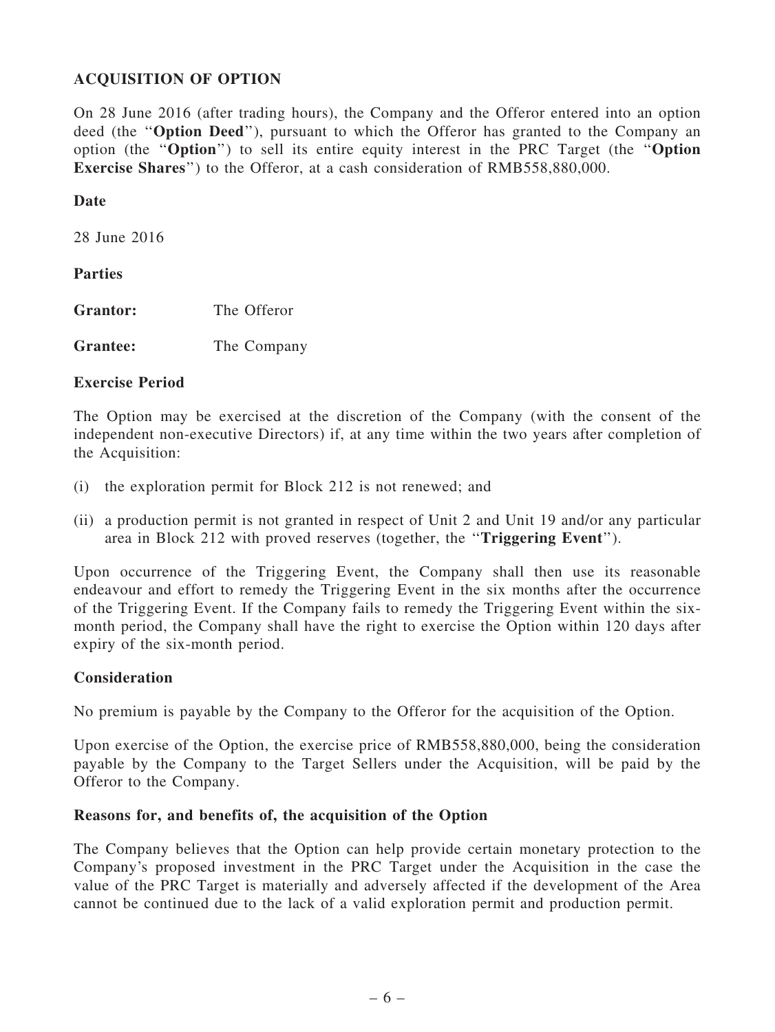## ACQUISITION OF OPTION

On 28 June 2016 (after trading hours), the Company and the Offeror entered into an option deed (the "**Option Deed**"), pursuant to which the Offeror has granted to the Company an option (the "**Option**") to sell its entire equity interest in the PRC Target (the "**Option Exercise Shares**") to the Offeror, at a cash consideration of RMB558,880,000.

**Date**

28 June 2016

**Parties**

**Grantor:** The Offeror

**Grantee:** The Company

**Exercise Period**

The Option may be exercised at the discretion of the Company (with the consent of the independent non-executive Directors) if, at any time within the two years after completion of the Acquisition:

(i) the exploration permit for Block 212 is not renewed; and

(ii) a production permit is not granted in respect of Unit 2 and Unit 19 and/or any particular area in Block 212 with proved reserves (together, the "**Triggering Event**").

Upon occurrence of the Triggering Event, the Company shall then use its reasonable endeavour and effort to remedy the Triggering Event in the six months after the occurrence of the Triggering Event. If the Company fails to remedy the Triggering Event within the six-month period, the Company shall have the right to exercise the Option within 120 days after expiry of the six-month period.

**Consideration**

No premium is payable by the Company to the Offeror for the acquisition of the Option.

Upon exercise of the Option, the exercise price of RMB558,880,000, being the consideration payable by the Company to the Target Sellers under the Acquisition, will be paid by the Offeror to the Company.

**Reasons for, and benefits of, the acquisition of the Option**

The Company believes that the Option can help provide certain monetary protection to the Company's proposed investment in the PRC Target under the Acquisition in the case the value of the PRC Target is materially and adversely affected if the development of the Area cannot be continued due to the lack of a valid exploration permit and production permit.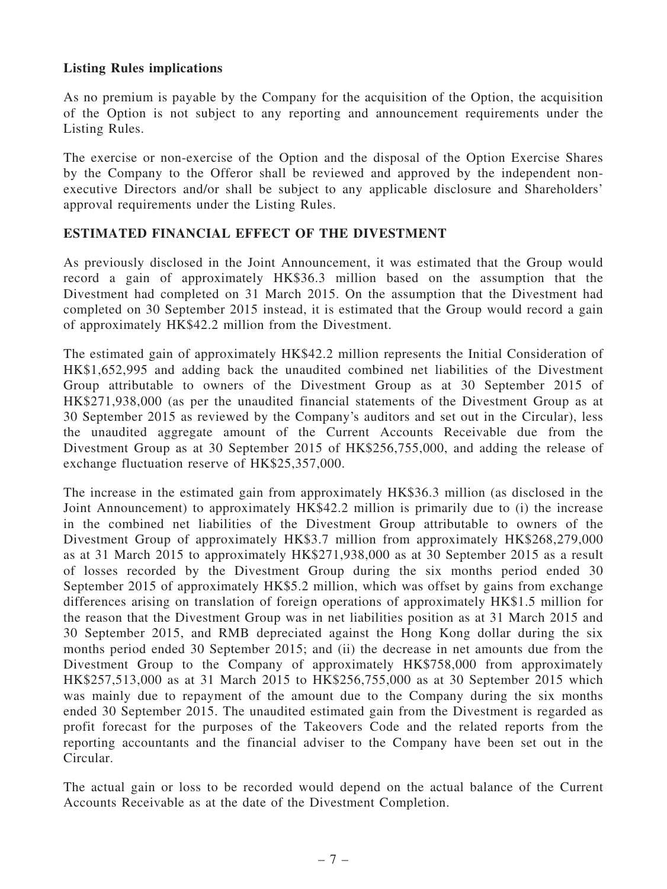**Listing Rules implications**

As no premium is payable by the Company for the acquisition of the Option, the acquisition of the Option is not subject to any reporting and announcement requirements under the Listing Rules.

The exercise or non-exercise of the Option and the disposal of the Option Exercise Shares by the Company to the Offeror shall be reviewed and approved by the independent non-executive Directors and/or shall be subject to any applicable disclosure and Shareholders' approval requirements under the Listing Rules.

## ESTIMATED FINANCIAL EFFECT OF THE DIVESTMENT

As previously disclosed in the Joint Announcement, it was estimated that the Group would record a gain of approximately HK$36.3 million based on the assumption that the Divestment had completed on 31 March 2015. On the assumption that the Divestment had completed on 30 September 2015 instead, it is estimated that the Group would record a gain of approximately HK$42.2 million from the Divestment.

The estimated gain of approximately HK$42.2 million represents the Initial Consideration of HK$1,652,995 and adding back the unaudited combined net liabilities of the Divestment Group attributable to owners of the Divestment Group as at 30 September 2015 of HK$271,938,000 (as per the unaudited financial statements of the Divestment Group as at 30 September 2015 as reviewed by the Company's auditors and set out in the Circular), less the unaudited aggregate amount of the Current Accounts Receivable due from the Divestment Group as at 30 September 2015 of HK$256,755,000, and adding the release of exchange fluctuation reserve of HK$25,357,000.

The increase in the estimated gain from approximately HK$36.3 million (as disclosed in the Joint Announcement) to approximately HK$42.2 million is primarily due to (i) the increase in the combined net liabilities of the Divestment Group attributable to owners of the Divestment Group of approximately HK$3.7 million from approximately HK$268,279,000 as at 31 March 2015 to approximately HK$271,938,000 as at 30 September 2015 as a result of losses recorded by the Divestment Group during the six months period ended 30 September 2015 of approximately HK$5.2 million, which was offset by gains from exchange differences arising on translation of foreign operations of approximately HK$1.5 million for the reason that the Divestment Group was in net liabilities position as at 31 March 2015 and 30 September 2015, and RMB depreciated against the Hong Kong dollar during the six months period ended 30 September 2015; and (ii) the decrease in net amounts due from the Divestment Group to the Company of approximately HK$758,000 from approximately HK$257,513,000 as at 31 March 2015 to HK$256,755,000 as at 30 September 2015 which was mainly due to repayment of the amount due to the Company during the six months ended 30 September 2015. The unaudited estimated gain from the Divestment is regarded as profit forecast for the purposes of the Takeovers Code and the related reports from the reporting accountants and the financial adviser to the Company have been set out in the Circular.

The actual gain or loss to be recorded would depend on the actual balance of the Current Accounts Receivable as at the date of the Divestment Completion.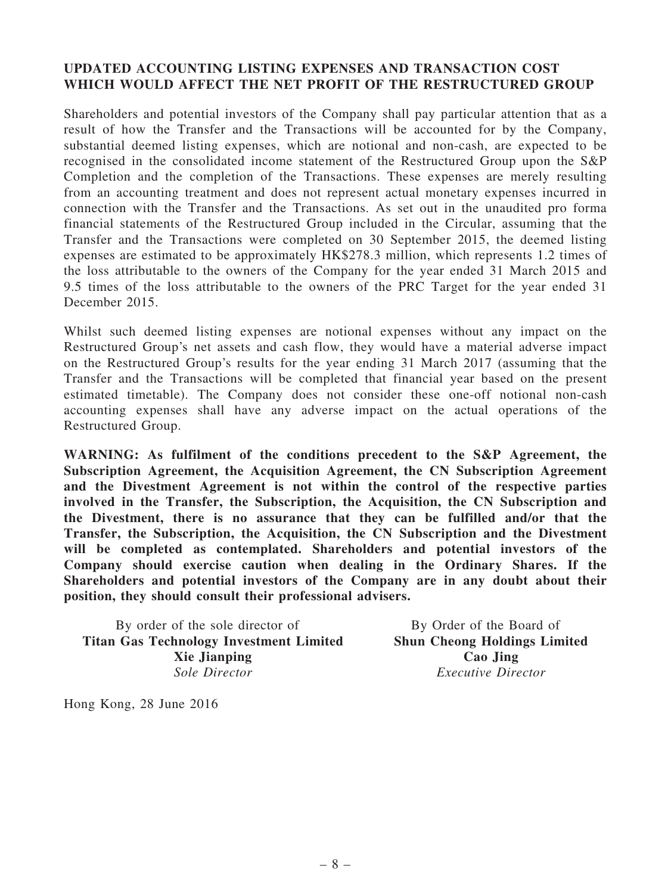## UPDATED ACCOUNTING LISTING EXPENSES AND TRANSACTION COST WHICH WOULD AFFECT THE NET PROFIT OF THE RESTRUCTURED GROUP

Shareholders and potential investors of the Company shall pay particular attention that as a result of how the Transfer and the Transactions will be accounted for by the Company, substantial deemed listing expenses, which are notional and non-cash, are expected to be recognised in the consolidated income statement of the Restructured Group upon the S&P Completion and the completion of the Transactions. These expenses are merely resulting from an accounting treatment and does not represent actual monetary expenses incurred in connection with the Transfer and the Transactions. As set out in the unaudited pro forma financial statements of the Restructured Group included in the Circular, assuming that the Transfer and the Transactions were completed on 30 September 2015, the deemed listing expenses are estimated to be approximately HK$278.3 million, which represents 1.2 times of the loss attributable to the owners of the Company for the year ended 31 March 2015 and 9.5 times of the loss attributable to the owners of the PRC Target for the year ended 31 December 2015.

Whilst such deemed listing expenses are notional expenses without any impact on the Restructured Group's net assets and cash flow, they would have a material adverse impact on the Restructured Group's results for the year ending 31 March 2017 (assuming that the Transfer and the Transactions will be completed that financial year based on the present estimated timetable). The Company does not consider these one-off notional non-cash accounting expenses shall have any adverse impact on the actual operations of the Restructured Group.

**WARNING: As fulfilment of the conditions precedent to the S&P Agreement, the Subscription Agreement, the Acquisition Agreement, the CN Subscription Agreement and the Divestment Agreement is not within the control of the respective parties involved in the Transfer, the Subscription, the Acquisition, the CN Subscription and the Divestment, there is no assurance that they can be fulfilled and/or that the Transfer, the Subscription, the Acquisition, the CN Subscription and the Divestment will be completed as contemplated. Shareholders and potential investors of the Company should exercise caution when dealing in the Ordinary Shares. If the Shareholders and potential investors of the Company are in any doubt about their position, they should consult their professional advisers.**

By order of the sole director of
**Titan Gas Technology Investment Limited**
**Xie Jianping**
*Sole Director*

By Order of the Board of
**Shun Cheong Holdings Limited**
**Cao Jing**
*Executive Director*

Hong Kong, 28 June 2016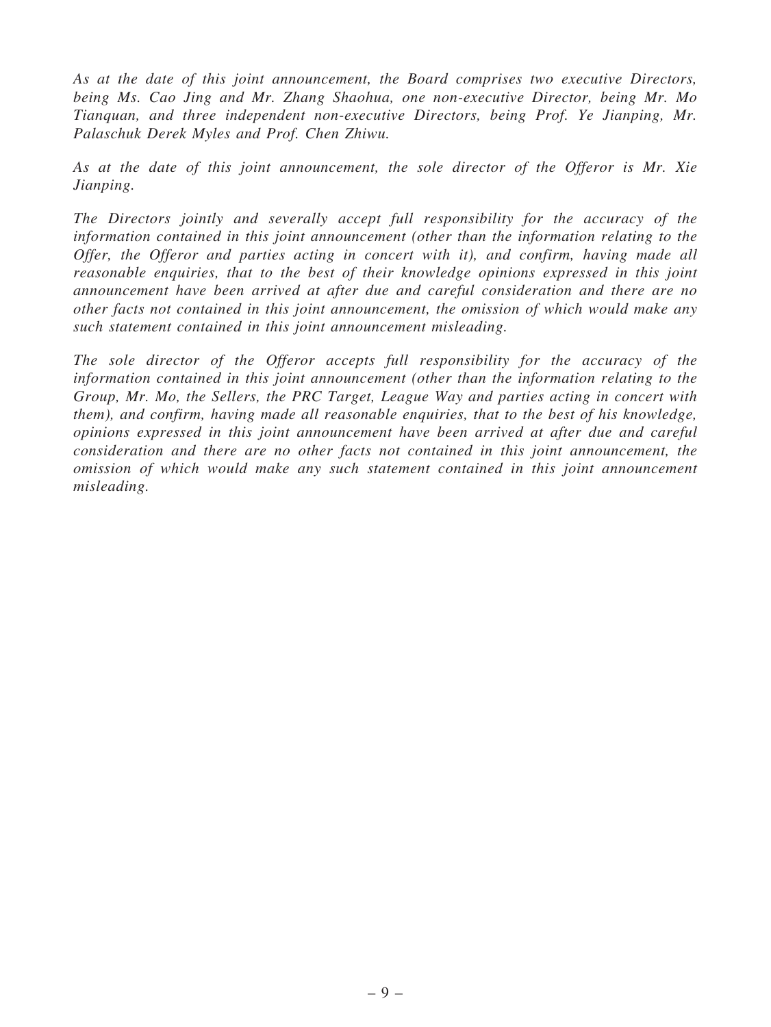*As at the date of this joint announcement, the Board comprises two executive Directors, being Ms. Cao Jing and Mr. Zhang Shaohua, one non-executive Director, being Mr. Mo Tianquan, and three independent non-executive Directors, being Prof. Ye Jianping, Mr. Palaschuk Derek Myles and Prof. Chen Zhiwu.*

*As at the date of this joint announcement, the sole director of the Offeror is Mr. Xie Jianping.*

*The Directors jointly and severally accept full responsibility for the accuracy of the information contained in this joint announcement (other than the information relating to the Offer, the Offeror and parties acting in concert with it), and confirm, having made all reasonable enquiries, that to the best of their knowledge opinions expressed in this joint announcement have been arrived at after due and careful consideration and there are no other facts not contained in this joint announcement, the omission of which would make any such statement contained in this joint announcement misleading.*

*The sole director of the Offeror accepts full responsibility for the accuracy of the information contained in this joint announcement (other than the information relating to the Group, Mr. Mo, the Sellers, the PRC Target, League Way and parties acting in concert with them), and confirm, having made all reasonable enquiries, that to the best of his knowledge, opinions expressed in this joint announcement have been arrived at after due and careful consideration and there are no other facts not contained in this joint announcement, the omission of which would make any such statement contained in this joint announcement misleading.*